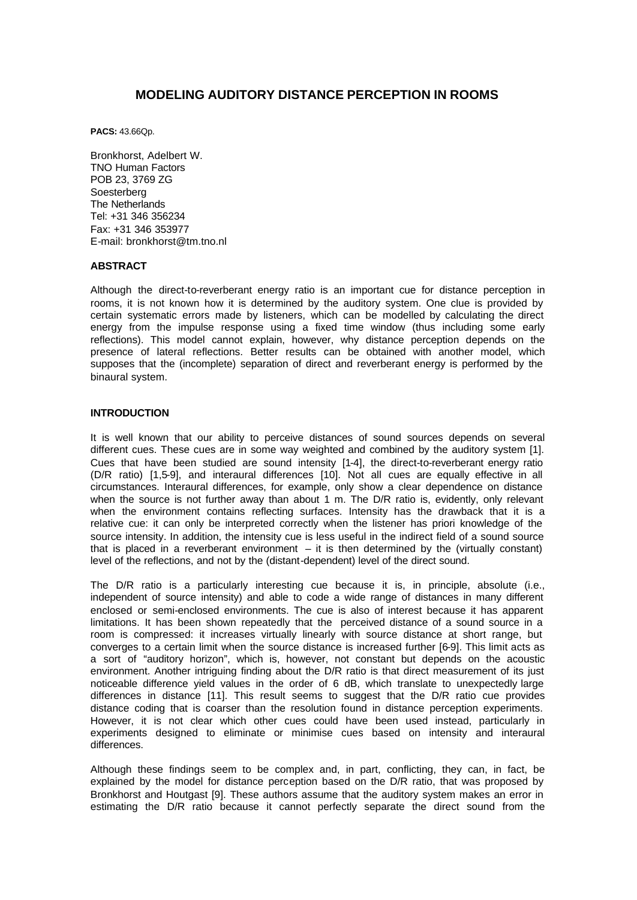# MODELING AUDITORY DISTANCE PERCEPTION IN ROOMS

**PACS:** 43.66Qp.

Bronkhorst, Adelbert W.
TNO Human Factors
POB 23, 3769 ZG
Soesterberg
The Netherlands
Tel: +31 346 356234
Fax: +31 346 353977
E-mail: bronkhorst@tm.tno.nl

## ABSTRACT

Although the direct-to-reverberant energy ratio is an important cue for distance perception in rooms, it is not known how it is determined by the auditory system. One clue is provided by certain systematic errors made by listeners, which can be modelled by calculating the direct energy from the impulse response using a fixed time window (thus including some early reflections). This model cannot explain, however, why distance perception depends on the presence of lateral reflections. Better results can be obtained with another model, which supposes that the (incomplete) separation of direct and reverberant energy is performed by the binaural system.

## INTRODUCTION

It is well known that our ability to perceive distances of sound sources depends on several different cues. These cues are in some way weighted and combined by the auditory system [1]. Cues that have been studied are sound intensity [1-4], the direct-to-reverberant energy ratio (D/R ratio) [1,5-9], and interaural differences [10]. Not all cues are equally effective in all circumstances. Interaural differences, for example, only show a clear dependence on distance when the source is not further away than about 1 m. The D/R ratio is, evidently, only relevant when the environment contains reflecting surfaces. Intensity has the drawback that it is a relative cue: it can only be interpreted correctly when the listener has priori knowledge of the source intensity. In addition, the intensity cue is less useful in the indirect field of a sound source that is placed in a reverberant environment – it is then determined by the (virtually constant) level of the reflections, and not by the (distant-dependent) level of the direct sound.

The D/R ratio is a particularly interesting cue because it is, in principle, absolute (i.e., independent of source intensity) and able to code a wide range of distances in many different enclosed or semi-enclosed environments. The cue is also of interest because it has apparent limitations. It has been shown repeatedly that the perceived distance of a sound source in a room is compressed: it increases virtually linearly with source distance at short range, but converges to a certain limit when the source distance is increased further [6-9]. This limit acts as a sort of "auditory horizon", which is, however, not constant but depends on the acoustic environment. Another intriguing finding about the D/R ratio is that direct measurement of its just noticeable difference yield values in the order of 6 dB, which translate to unexpectedly large differences in distance [11]. This result seems to suggest that the D/R ratio cue provides distance coding that is coarser than the resolution found in distance perception experiments. However, it is not clear which other cues could have been used instead, particularly in experiments designed to eliminate or minimise cues based on intensity and interaural differences.

Although these findings seem to be complex and, in part, conflicting, they can, in fact, be explained by the model for distance perception based on the D/R ratio, that was proposed by Bronkhorst and Houtgast [9]. These authors assume that the auditory system makes an error in estimating the D/R ratio because it cannot perfectly separate the direct sound from the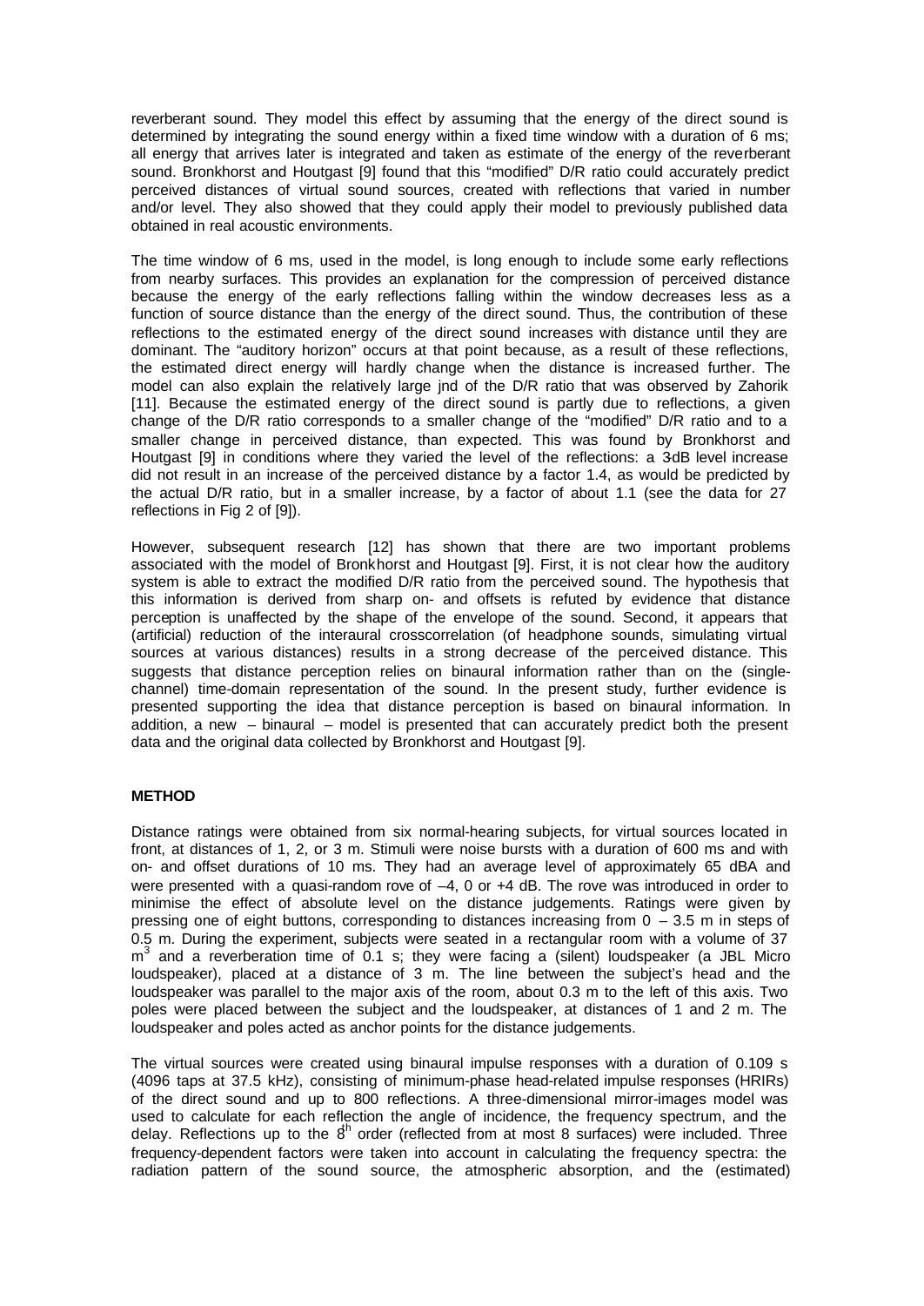reverberant sound. They model this effect by assuming that the energy of the direct sound is determined by integrating the sound energy within a fixed time window with a duration of 6 ms; all energy that arrives later is integrated and taken as estimate of the energy of the reverberant sound. Bronkhorst and Houtgast [9] found that this "modified" D/R ratio could accurately predict perceived distances of virtual sound sources, created with reflections that varied in number and/or level. They also showed that they could apply their model to previously published data obtained in real acoustic environments.

The time window of 6 ms, used in the model, is long enough to include some early reflections from nearby surfaces. This provides an explanation for the compression of perceived distance because the energy of the early reflections falling within the window decreases less as a function of source distance than the energy of the direct sound. Thus, the contribution of these reflections to the estimated energy of the direct sound increases with distance until they are dominant. The "auditory horizon" occurs at that point because, as a result of these reflections, the estimated direct energy will hardly change when the distance is increased further. The model can also explain the relatively large jnd of the D/R ratio that was observed by Zahorik [11]. Because the estimated energy of the direct sound is partly due to reflections, a given change of the D/R ratio corresponds to a smaller change of the "modified" D/R ratio and to a smaller change in perceived distance, than expected. This was found by Bronkhorst and Houtgast [9] in conditions where they varied the level of the reflections: a 3-dB level increase did not result in an increase of the perceived distance by a factor 1.4, as would be predicted by the actual D/R ratio, but in a smaller increase, by a factor of about 1.1 (see the data for 27 reflections in Fig 2 of [9]).

However, subsequent research [12] has shown that there are two important problems associated with the model of Bronkhorst and Houtgast [9]. First, it is not clear how the auditory system is able to extract the modified D/R ratio from the perceived sound. The hypothesis that this information is derived from sharp on- and offsets is refuted by evidence that distance perception is unaffected by the shape of the envelope of the sound. Second, it appears that (artificial) reduction of the interaural crosscorrelation (of headphone sounds, simulating virtual sources at various distances) results in a strong decrease of the perceived distance. This suggests that distance perception relies on binaural information rather than on the (single-channel) time-domain representation of the sound. In the present study, further evidence is presented supporting the idea that distance perception is based on binaural information. In addition, a new – binaural – model is presented that can accurately predict both the present data and the original data collected by Bronkhorst and Houtgast [9].

## METHOD

Distance ratings were obtained from six normal-hearing subjects, for virtual sources located in front, at distances of 1, 2, or 3 m. Stimuli were noise bursts with a duration of 600 ms and with on- and offset durations of 10 ms. They had an average level of approximately 65 dBA and were presented with a quasi-random rove of –4, 0 or +4 dB. The rove was introduced in order to minimise the effect of absolute level on the distance judgements. Ratings were given by pressing one of eight buttons, corresponding to distances increasing from 0 – 3.5 m in steps of 0.5 m. During the experiment, subjects were seated in a rectangular room with a volume of 37 $m^3$ and a reverberation time of 0.1 s; they were facing a (silent) loudspeaker (a JBL Micro loudspeaker), placed at a distance of 3 m. The line between the subject's head and the loudspeaker was parallel to the major axis of the room, about 0.3 m to the left of this axis. Two poles were placed between the subject and the loudspeaker, at distances of 1 and 2 m. The loudspeaker and poles acted as anchor points for the distance judgements.

The virtual sources were created using binaural impulse responses with a duration of 0.109 s (4096 taps at 37.5 kHz), consisting of minimum-phase head-related impulse responses (HRIRs) of the direct sound and up to 800 reflections. A three-dimensional mirror-images model was used to calculate for each reflection the angle of incidence, the frequency spectrum, and the delay. Reflections up to the $8^{th}$ order (reflected from at most 8 surfaces) were included. Three frequency-dependent factors were taken into account in calculating the frequency spectra: the radiation pattern of the sound source, the atmospheric absorption, and the (estimated)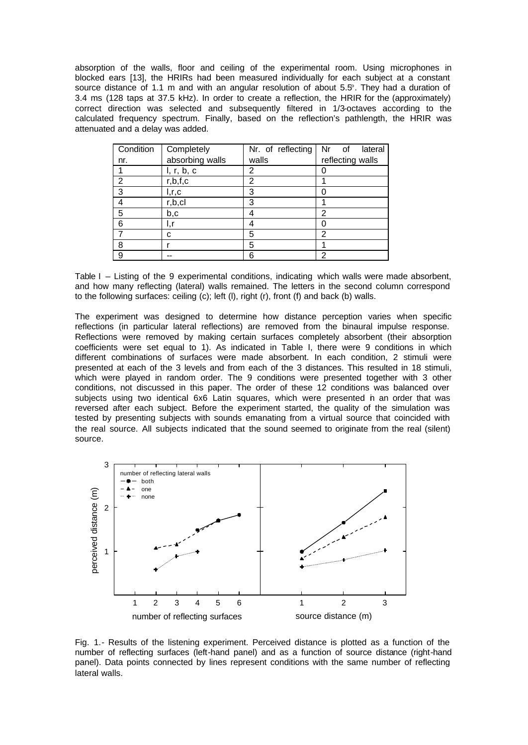absorption of the walls, floor and ceiling of the experimental room. Using microphones in blocked ears [13], the HRIRs had been measured individually for each subject at a constant source distance of 1.1 m and with an angular resolution of about 5.5º. They had a duration of 3.4 ms (128 taps at 37.5 kHz). In order to create a reflection, the HRIR for the (approximately) correct direction was selected and subsequently filtered in 1/3-octaves according to the calculated frequency spectrum. Finally, based on the reflection's pathlength, the HRIR was attenuated and a delay was added.

| Condition nr. | Completely absorbing walls | Nr. of reflecting walls | Nr of lateral reflecting walls |
|---|---|---|---|
| 1 | l, r, b, c | 2 | 0 |
| 2 | r,b,f,c | 2 | 1 |
| 3 | l,r,c | 3 | 0 |
| 4 | r,b,cl | 3 | 1 |
| 5 | b,c | 4 | 2 |
| 6 | l,r | 4 | 0 |
| 7 | c | 5 | 2 |
| 8 | r | 5 | 1 |
| 9 | -- | 6 | 2 |

Table I – Listing of the 9 experimental conditions, indicating which walls were made absorbent, and how many reflecting (lateral) walls remained. The letters in the second column correspond to the following surfaces: ceiling (c); left (l), right (r), front (f) and back (b) walls.

The experiment was designed to determine how distance perception varies when specific reflections (in particular lateral reflections) are removed from the binaural impulse response. Reflections were removed by making certain surfaces completely absorbent (their absorption coefficients were set equal to 1). As indicated in Table I, there were 9 conditions in which different combinations of surfaces were made absorbent. In each condition, 2 stimuli were presented at each of the 3 levels and from each of the 3 distances. This resulted in 18 stimuli, which were played in random order. The 9 conditions were presented together with 3 other conditions, not discussed in this paper. The order of these 12 conditions was balanced over subjects using two identical 6x6 Latin squares, which were presented in an order that was reversed after each subject. Before the experiment started, the quality of the simulation was tested by presenting subjects with sounds emanating from a virtual source that coincided with the real source. All subjects indicated that the sound seemed to originate from the real (silent) source.

Fig. 1.- Results of the listening experiment. Perceived distance is plotted as a function of the number of reflecting surfaces (left-hand panel) and as a function of source distance (right-hand panel). Data points connected by lines represent conditions with the same number of reflecting lateral walls.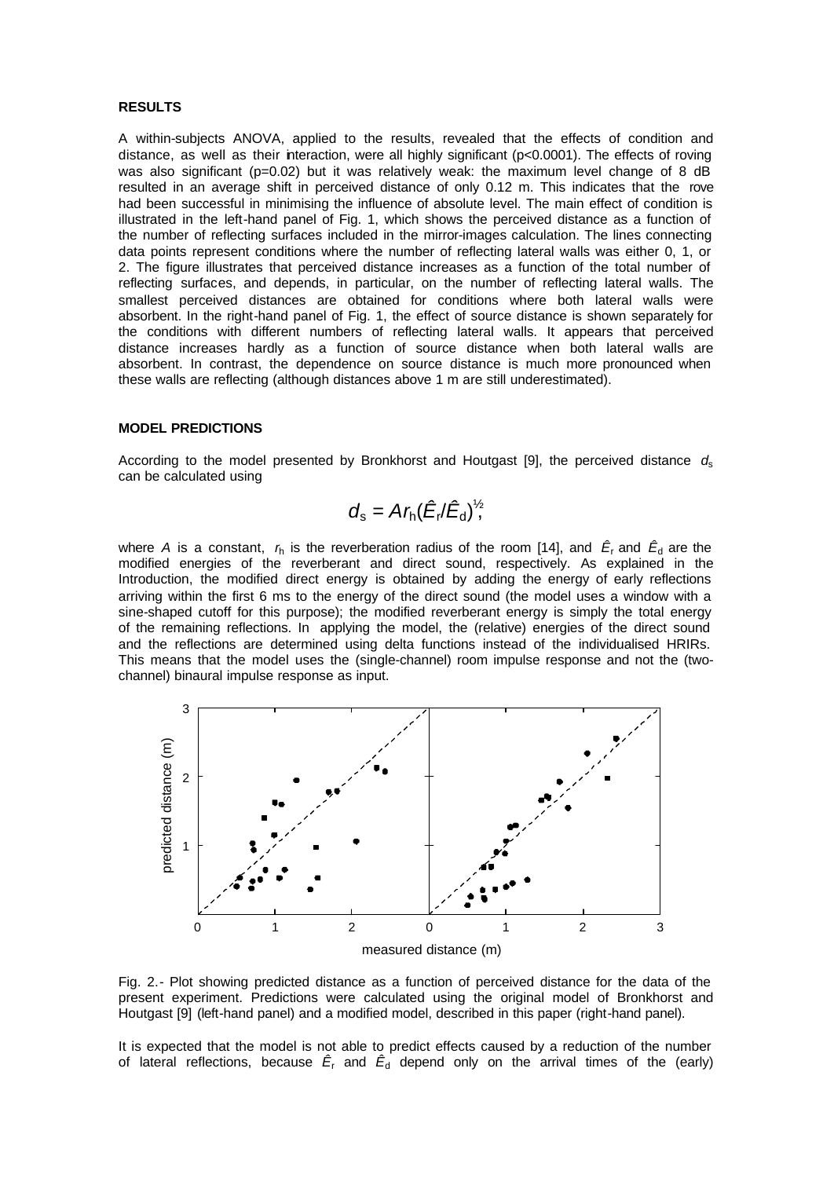### RESULTS

A within-subjects ANOVA, applied to the results, revealed that the effects of condition and distance, as well as their interaction, were all highly significant ($p<0.0001$). The effects of roving was also significant ($p=0.02$) but it was relatively weak: the maximum level change of 8 dB resulted in an average shift in perceived distance of only 0.12 m. This indicates that the rove had been successful in minimising the influence of absolute level. The main effect of condition is illustrated in the left-hand panel of Fig. 1, which shows the perceived distance as a function of the number of reflecting surfaces included in the mirror-images calculation. The lines connecting data points represent conditions where the number of reflecting lateral walls was either 0, 1, or 2. The figure illustrates that perceived distance increases as a function of the total number of reflecting surfaces, and depends, in particular, on the number of reflecting lateral walls. The smallest perceived distances are obtained for conditions where both lateral walls were absorbent. In the right-hand panel of Fig. 1, the effect of source distance is shown separately for the conditions with different numbers of reflecting lateral walls. It appears that perceived distance increases hardly as a function of source distance when both lateral walls are absorbent. In contrast, the dependence on source distance is much more pronounced when these walls are reflecting (although distances above 1 m are still underestimated).

### MODEL PREDICTIONS

According to the model presented by Bronkhorst and Houtgast [9], the perceived distance $d_s$ can be calculated using

$$d_s = A r_h (\hat{E}_r / \hat{E}_d)^{½},$$

where $A$ is a constant, $r_h$ is the reverberation radius of the room [14], and $\hat{E}_r$ and $\hat{E}_d$ are the modified energies of the reverberant and direct sound, respectively. As explained in the Introduction, the modified direct energy is obtained by adding the energy of early reflections arriving within the first 6 ms to the energy of the direct sound (the model uses a window with a sine-shaped cutoff for this purpose); the modified reverberant energy is simply the total energy of the remaining reflections. In applying the model, the (relative) energies of the direct sound and the reflections are determined using delta functions instead of the individualised HRIRs. This means that the model uses the (single-channel) room impulse response and not the (two-channel) binaural impulse response as input.

Fig. 2.- Plot showing predicted distance as a function of perceived distance for the data of the present experiment. Predictions were calculated using the original model of Bronkhorst and Houtgast [9] (left-hand panel) and a modified model, described in this paper (right-hand panel).

It is expected that the model is not able to predict effects caused by a reduction of the number of lateral reflections, because $\hat{E}_r$ and $\hat{E}_d$ depend only on the arrival times of the (early)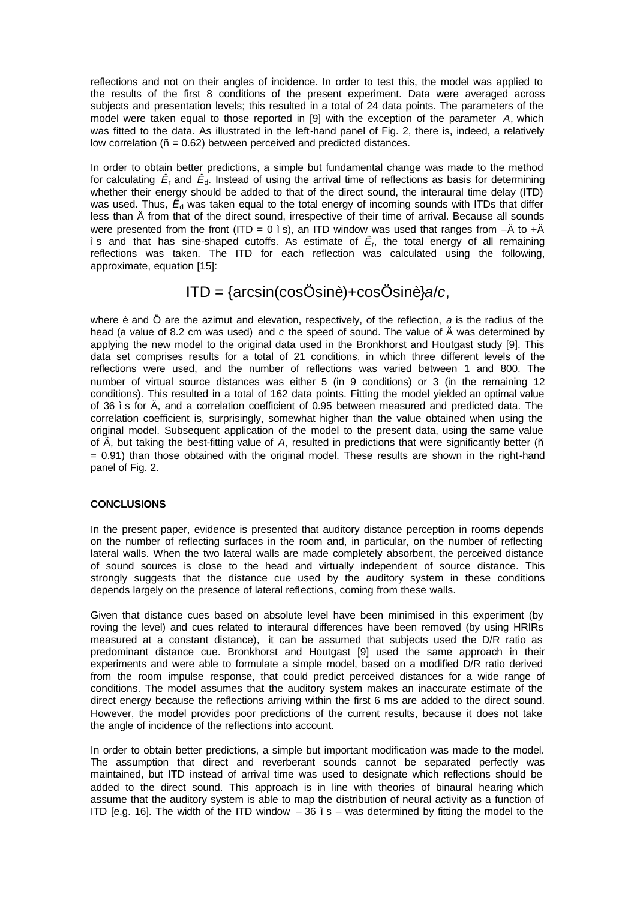reflections and not on their angles of incidence. In order to test this, the model was applied to the results of the first 8 conditions of the present experiment. Data were averaged across subjects and presentation levels; this resulted in a total of 24 data points. The parameters of the model were taken equal to those reported in [9] with the exception of the parameter *A*, which was fitted to the data. As illustrated in the left-hand panel of Fig. 2, there is, indeed, a relatively low correlation (ñ = 0.62) between perceived and predicted distances.

In order to obtain better predictions, a simple but fundamental change was made to the method for calculating $\hat{E}_r$ and $\hat{E}_d$. Instead of using the arrival time of reflections as basis for determining whether their energy should be added to that of the direct sound, the interaural time delay (ITD) was used. Thus, $\hat{E}_d$ was taken equal to the total energy of incoming sounds with ITDs that differ less than Ä from that of the direct sound, irrespective of their time of arrival. Because all sounds were presented from the front (ITD = 0 ì s), an ITD window was used that ranges from –Ä to +Ä ì s and that has sine-shaped cutoffs. As estimate of $\hat{E}_r$, the total energy of all remaining reflections was taken. The ITD for each reflection was calculated using the following, approximate, equation [15]:

$$ITD = \{\arcsin(\cos Ö \sin è)+\cos Ö \sin è\}\, a/c,$$

where è and Ö are the azimut and elevation, respectively, of the reflection, *a* is the radius of the head (a value of 8.2 cm was used) and *c* the speed of sound. The value of Ä was determined by applying the new model to the original data used in the Bronkhorst and Houtgast study [9]. This data set comprises results for a total of 21 conditions, in which three different levels of the reflections were used, and the number of reflections was varied between 1 and 800. The number of virtual source distances was either 5 (in 9 conditions) or 3 (in the remaining 12 conditions). This resulted in a total of 162 data points. Fitting the model yielded an optimal value of 36 ì s for Ä, and a correlation coefficient of 0.95 between measured and predicted data. The correlation coefficient is, surprisingly, somewhat higher than the value obtained when using the original model. Subsequent application of the model to the present data, using the same value of Ä, but taking the best-fitting value of *A*, resulted in predictions that were significantly better (ñ = 0.91) than those obtained with the original model. These results are shown in the right-hand panel of Fig. 2.

**CONCLUSIONS**

In the present paper, evidence is presented that auditory distance perception in rooms depends on the number of reflecting surfaces in the room and, in particular, on the number of reflecting lateral walls. When the two lateral walls are made completely absorbent, the perceived distance of sound sources is close to the head and virtually independent of source distance. This strongly suggests that the distance cue used by the auditory system in these conditions depends largely on the presence of lateral reflections, coming from these walls.

Given that distance cues based on absolute level have been minimised in this experiment (by roving the level) and cues related to interaural differences have been removed (by using HRIRs measured at a constant distance), it can be assumed that subjects used the D/R ratio as predominant distance cue. Bronkhorst and Houtgast [9] used the same approach in their experiments and were able to formulate a simple model, based on a modified D/R ratio derived from the room impulse response, that could predict perceived distances for a wide range of conditions. The model assumes that the auditory system makes an inaccurate estimate of the direct energy because the reflections arriving within the first 6 ms are added to the direct sound. However, the model provides poor predictions of the current results, because it does not take the angle of incidence of the reflections into account.

In order to obtain better predictions, a simple but important modification was made to the model. The assumption that direct and reverberant sounds cannot be separated perfectly was maintained, but ITD instead of arrival time was used to designate which reflections should be added to the direct sound. This approach is in line with theories of binaural hearing which assume that the auditory system is able to map the distribution of neural activity as a function of ITD [e.g. 16]. The width of the ITD window – 36 ì s – was determined by fitting the model to the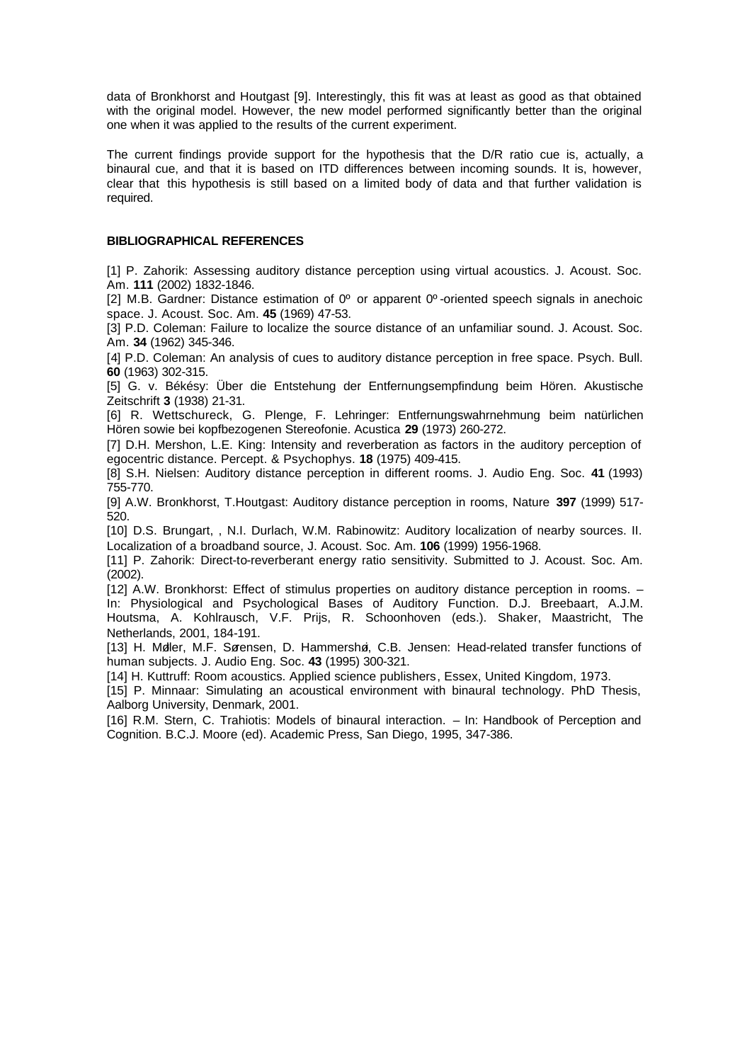data of Bronkhorst and Houtgast [9]. Interestingly, this fit was at least as good as that obtained with the original model. However, the new model performed significantly better than the original one when it was applied to the results of the current experiment.

The current findings provide support for the hypothesis that the D/R ratio cue is, actually, a binaural cue, and that it is based on ITD differences between incoming sounds. It is, however, clear that this hypothesis is still based on a limited body of data and that further validation is required.

## BIBLIOGRAPHICAL REFERENCES

[1] P. Zahorik: Assessing auditory distance perception using virtual acoustics. J. Acoust. Soc. Am. **111** (2002) 1832-1846.

[2] M.B. Gardner: Distance estimation of 0º or apparent 0º-oriented speech signals in anechoic space. J. Acoust. Soc. Am. **45** (1969) 47-53.

[3] P.D. Coleman: Failure to localize the source distance of an unfamiliar sound. J. Acoust. Soc. Am. **34** (1962) 345-346.

[4] P.D. Coleman: An analysis of cues to auditory distance perception in free space. Psych. Bull. **60** (1963) 302-315.

[5] G. v. Békésy: Über die Entstehung der Entfernungsempfindung beim Hören. Akustische Zeitschrift **3** (1938) 21-31.

[6] R. Wettschureck, G. Plenge, F. Lehringer: Entfernungswahrnehmung beim natürlichen Hören sowie bei kopfbezogenen Stereofonie. Acustica **29** (1973) 260-272.

[7] D.H. Mershon, L.E. King: Intensity and reverberation as factors in the auditory perception of egocentric distance. Percept. & Psychophys. **18** (1975) 409-415.

[8] S.H. Nielsen: Auditory distance perception in different rooms. J. Audio Eng. Soc. **41** (1993) 755-770.

[9] A.W. Bronkhorst, T.Houtgast: Auditory distance perception in rooms, Nature **397** (1999) 517-520.

[10] D.S. Brungart, , N.I. Durlach, W.M. Rabinowitz: Auditory localization of nearby sources. II. Localization of a broadband source, J. Acoust. Soc. Am. **106** (1999) 1956-1968.

[11] P. Zahorik: Direct-to-reverberant energy ratio sensitivity. Submitted to J. Acoust. Soc. Am. (2002).

[12] A.W. Bronkhorst: Effect of stimulus properties on auditory distance perception in rooms. – In: Physiological and Psychological Bases of Auditory Function. D.J. Breebaart, A.J.M. Houtsma, A. Kohlrausch, V.F. Prijs, R. Schoonhoven (eds.). Shaker, Maastricht, The Netherlands, 2001, 184-191.

[13] H. Møller, M.F. Sørensen, D. Hammershøi, C.B. Jensen: Head-related transfer functions of human subjects. J. Audio Eng. Soc. **43** (1995) 300-321.

[14] H. Kuttruff: Room acoustics. Applied science publishers, Essex, United Kingdom, 1973.

[15] P. Minnaar: Simulating an acoustical environment with binaural technology. PhD Thesis, Aalborg University, Denmark, 2001.

[16] R.M. Stern, C. Trahiotis: Models of binaural interaction. – In: Handbook of Perception and Cognition. B.C.J. Moore (ed). Academic Press, San Diego, 1995, 347-386.